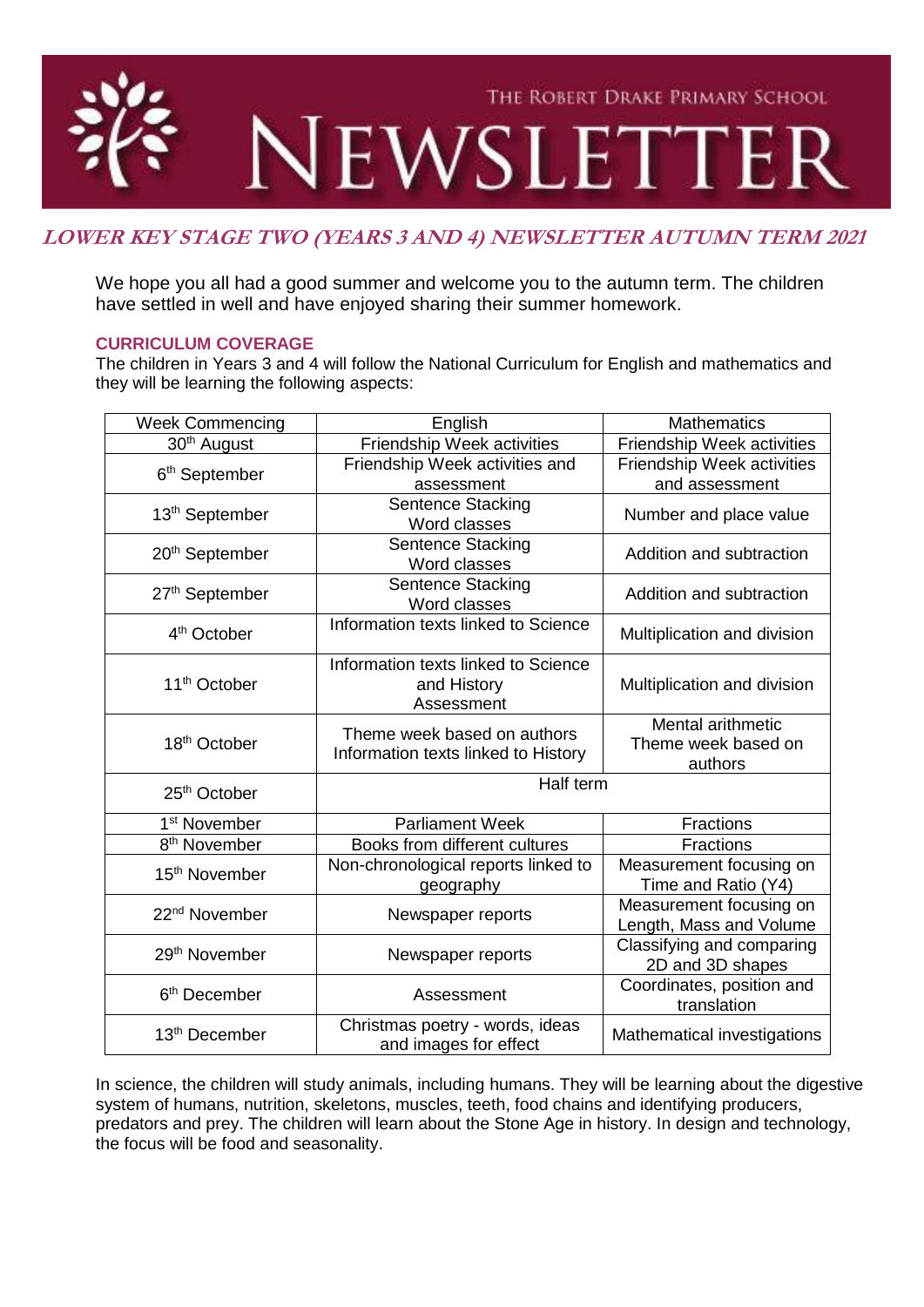# THE ROBERT DRAKE PRIMARY SCHOOL NEWSLETTER

## LOWER KEY STAGE TWO (YEARS 3 AND 4) NEWSLETTER AUTUMN TERM 2021

We hope you all had a good summer and welcome you to the autumn term. The children have settled in well and have enjoyed sharing their summer homework.

### CURRICULUM COVERAGE

The children in Years 3 and 4 will follow the National Curriculum for English and mathematics and they will be learning the following aspects:

| Week Commencing | English | Mathematics |
|---|---|---|
| 30th August | Friendship Week activities | Friendship Week activities |
| 6th September | Friendship Week activities and assessment | Friendship Week activities and assessment |
| 13th September | Sentence Stacking<br>Word classes | Number and place value |
| 20th September | Sentence Stacking<br>Word classes | Addition and subtraction |
| 27th September | Sentence Stacking<br>Word classes | Addition and subtraction |
| 4th October | Information texts linked to Science | Multiplication and division |
| 11th October | Information texts linked to Science and History<br>Assessment | Multiplication and division |
| 18th October | Theme week based on authors<br>Information texts linked to History | Mental arithmetic<br>Theme week based on authors |
| 25th October | Half term | |
| 1st November | Parliament Week | Fractions |
| 8th November | Books from different cultures | Fractions |
| 15th November | Non-chronological reports linked to geography | Measurement focusing on Time and Ratio (Y4) |
| 22nd November | Newspaper reports | Measurement focusing on Length, Mass and Volume |
| 29th November | Newspaper reports | Classifying and comparing 2D and 3D shapes |
| 6th December | Assessment | Coordinates, position and translation |
| 13th December | Christmas poetry - words, ideas and images for effect | Mathematical investigations |

In science, the children will study animals, including humans. They will be learning about the digestive system of humans, nutrition, skeletons, muscles, teeth, food chains and identifying producers, predators and prey. The children will learn about the Stone Age in history. In design and technology, the focus will be food and seasonality.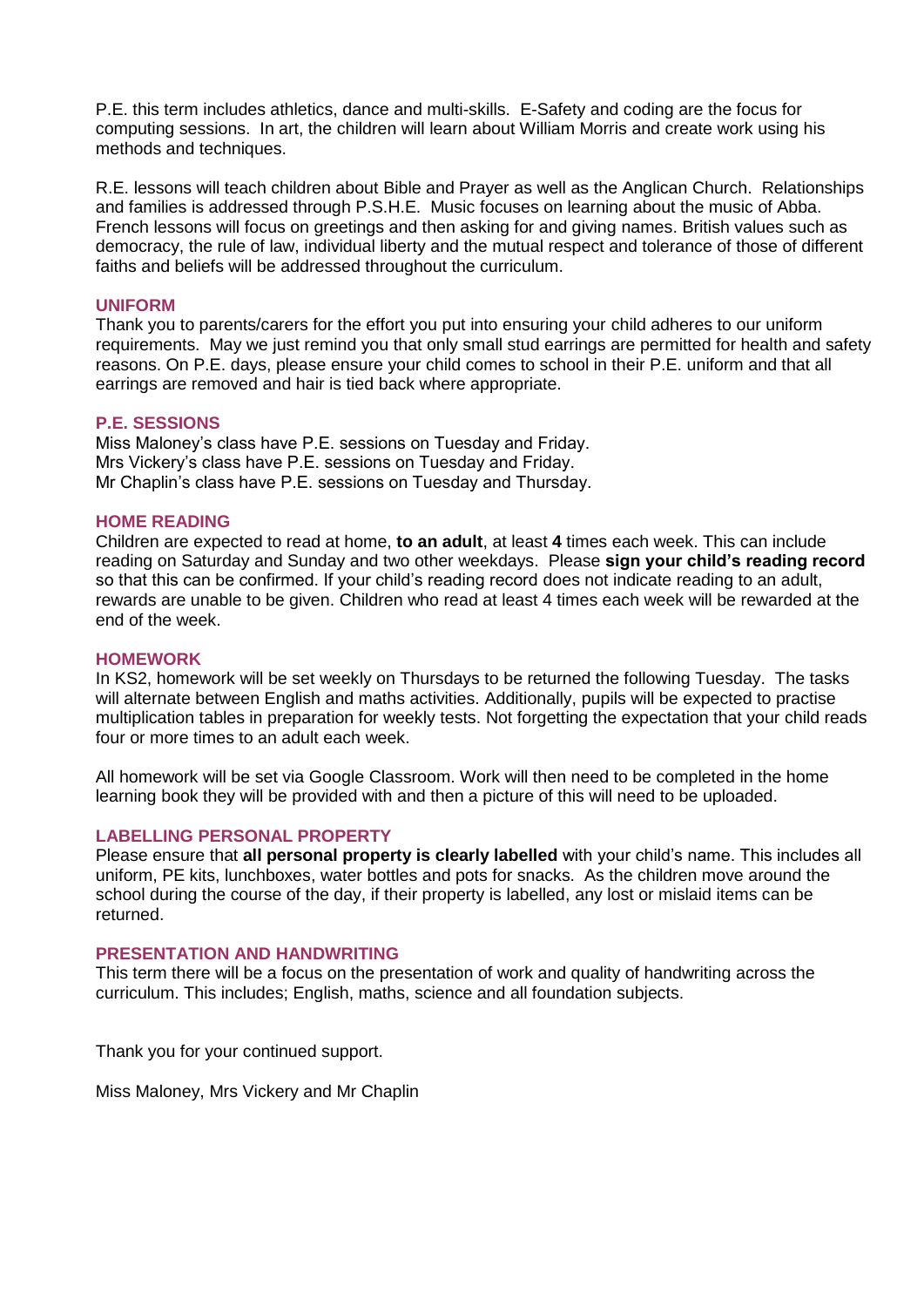P.E. this term includes athletics, dance and multi-skills. E-Safety and coding are the focus for computing sessions. In art, the children will learn about William Morris and create work using his methods and techniques.

R.E. lessons will teach children about Bible and Prayer as well as the Anglican Church. Relationships and families is addressed through P.S.H.E. Music focuses on learning about the music of Abba. French lessons will focus on greetings and then asking for and giving names. British values such as democracy, the rule of law, individual liberty and the mutual respect and tolerance of those of different faiths and beliefs will be addressed throughout the curriculum.

## UNIFORM

Thank you to parents/carers for the effort you put into ensuring your child adheres to our uniform requirements. May we just remind you that only small stud earrings are permitted for health and safety reasons. On P.E. days, please ensure your child comes to school in their P.E. uniform and that all earrings are removed and hair is tied back where appropriate.

## P.E. SESSIONS

Miss Maloney's class have P.E. sessions on Tuesday and Friday.
Mrs Vickery's class have P.E. sessions on Tuesday and Friday.
Mr Chaplin's class have P.E. sessions on Tuesday and Thursday.

## HOME READING

Children are expected to read at home, **to an adult**, at least **4** times each week. This can include reading on Saturday and Sunday and two other weekdays. Please **sign your child's reading record** so that this can be confirmed. If your child's reading record does not indicate reading to an adult, rewards are unable to be given. Children who read at least 4 times each week will be rewarded at the end of the week.

## HOMEWORK

In KS2, homework will be set weekly on Thursdays to be returned the following Tuesday. The tasks will alternate between English and maths activities. Additionally, pupils will be expected to practise multiplication tables in preparation for weekly tests. Not forgetting the expectation that your child reads four or more times to an adult each week.

All homework will be set via Google Classroom. Work will then need to be completed in the home learning book they will be provided with and then a picture of this will need to be uploaded.

## LABELLING PERSONAL PROPERTY

Please ensure that **all personal property is clearly labelled** with your child's name. This includes all uniform, PE kits, lunchboxes, water bottles and pots for snacks. As the children move around the school during the course of the day, if their property is labelled, any lost or mislaid items can be returned.

## PRESENTATION AND HANDWRITING

This term there will be a focus on the presentation of work and quality of handwriting across the curriculum. This includes; English, maths, science and all foundation subjects.

Thank you for your continued support.

Miss Maloney, Mrs Vickery and Mr Chaplin